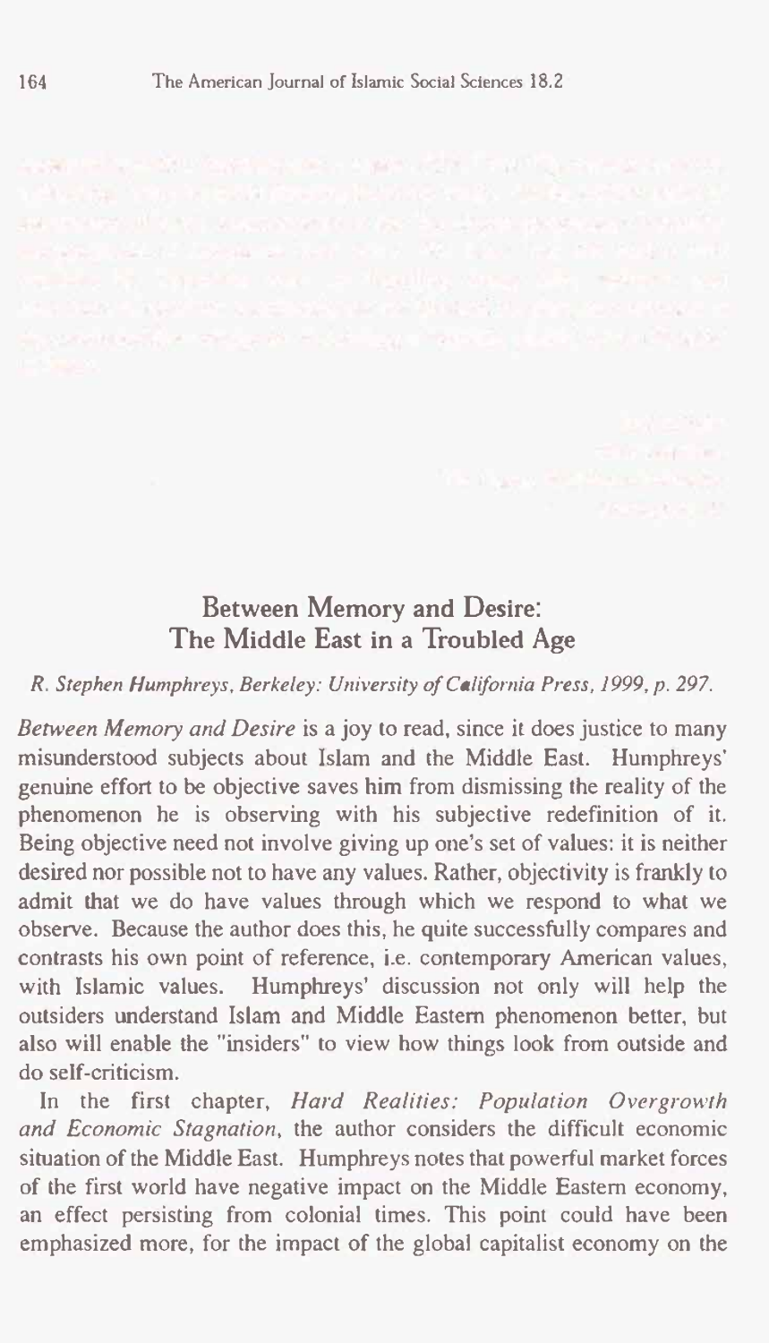## Between Memory and Desire: The Middle East in a Troubled Age

*R. Stephen Humphreys, Berkeley: University of California Press, 1999, p. 297.*

*Between Memory and Desire* is a joy to read, since it does justice to many misunderstood subjects about Islam and the Middle East. Humphreys' genuine effort to be objective saves him from dismissing the reality of the phenomenon he is observing with his subjective redefinition of it. Being objective need not involve giving up one's set of values: it is neither desired nor possible not to have any values. Rather, objectivity is frankly to admit that we do have values through which we respond to what we observe. Because the author does this, he quite successfully compares and contrasts his own point of reference, i.e. contemporary American values, with Islamic values. Humphreys' discussion not only will help the outsiders understand Islam and Middle Eastern phenomenon better, but also will enable the "insiders" to view how things look from outside and do self-criticism.

In the first chapter, *Hard Realities: Population Overgrowth and Economic Stagnation*, the author considers the difficult economic situation of the Middle East. Humphreys notes that powerful market forces of the first world have negative impact on the Middle Eastern economy, an effect persisting from colonial times. This point could have been emphasized more, for the impact of the global capitalist economy on the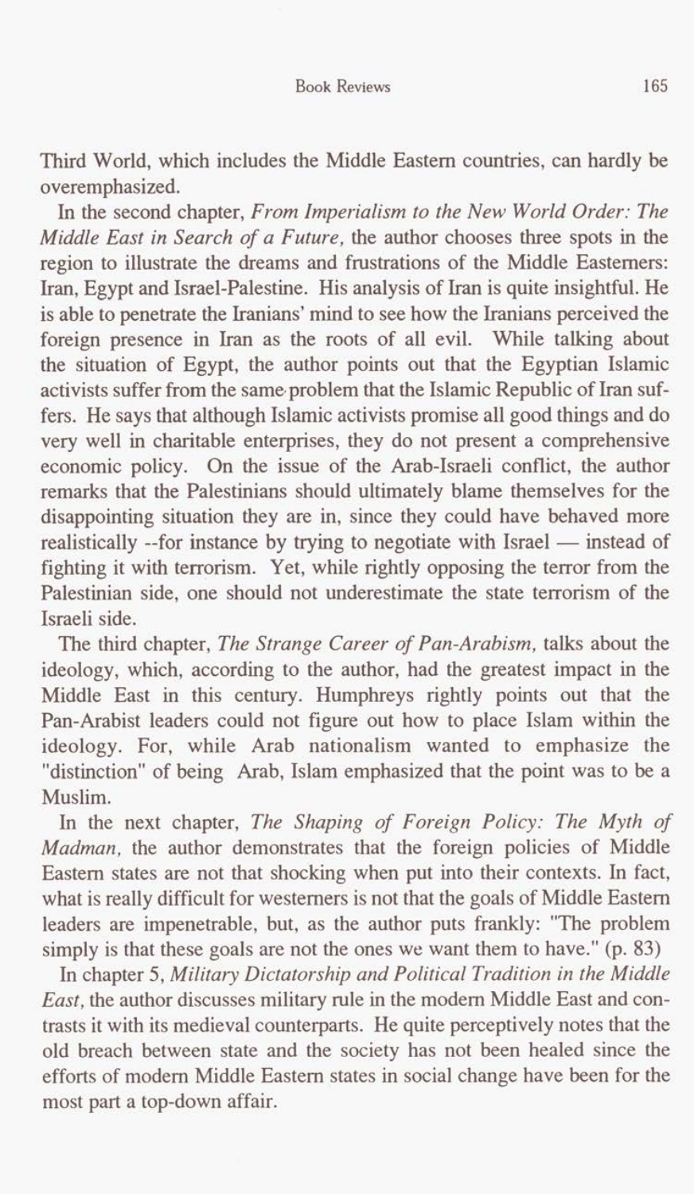Third World, which includes the Middle Eastern countries, can hardly be overemphasized.

In the second chapter, *From Imperialism to the New World Order: The Middle East in Search of a Future,* the author chooses three spots in the region to illustrate the dreams and frustrations of the Middle Easterners: Iran, Egypt and Israel-Palestine. His analysis of Iran is quite insightful. He is able to penetrate the Iranians' mind to see how the Iranians perceived the foreign presence in Iran as the roots of all evil. While talking about the situation of Egypt, the author points out that the Egyptian Islamic activists suffer from the same problem that the Islamic Republic of Iran suffers. He says that although Islamic activists promise all good things and do very well in charitable enterprises, they do not present a comprehensive economic policy. On the issue of the Arab-Israeli conflict, the author remarks that the Palestinians should ultimately blame themselves for the disappointing situation they are in, since they could have behaved more realistically --for instance by trying to negotiate with Israel — instead of fighting it with terrorism. Yet, while rightly opposing the terror from the Palestinian side, one should not underestimate the state terrorism of the Israeli side.

The third chapter, *The Strange Career of Pan-Arabism,* talks about the ideology, which, according to the author, had the greatest impact in the Middle East in this century. Humphreys rightly points out that the Pan-Arabist leaders could not figure out how to place Islam within the ideology. For, while Arab nationalism wanted to emphasize the "distinction" of being Arab, Islam emphasized that the point was to be a Muslim.

In the next chapter, *The Shaping of Foreign Policy: The Myth of Madman,* the author demonstrates that the foreign policies of Middle Eastern states are not that shocking when put into their contexts. In fact, what is really difficult for westerners is not that the goals of Middle Eastern leaders are impenetrable, but, as the author puts frankly: "The problem simply is that these goals are not the ones we want them to have." (p. 83)

In chapter 5, *Military Dictatorship and Political Tradition in the Middle East,* the author discusses military rule in the modern Middle East and contrasts it with its medieval counterparts. He quite perceptively notes that the old breach between state and the society has not been healed since the efforts of modern Middle Eastern states in social change have been for the most part a top-down affair.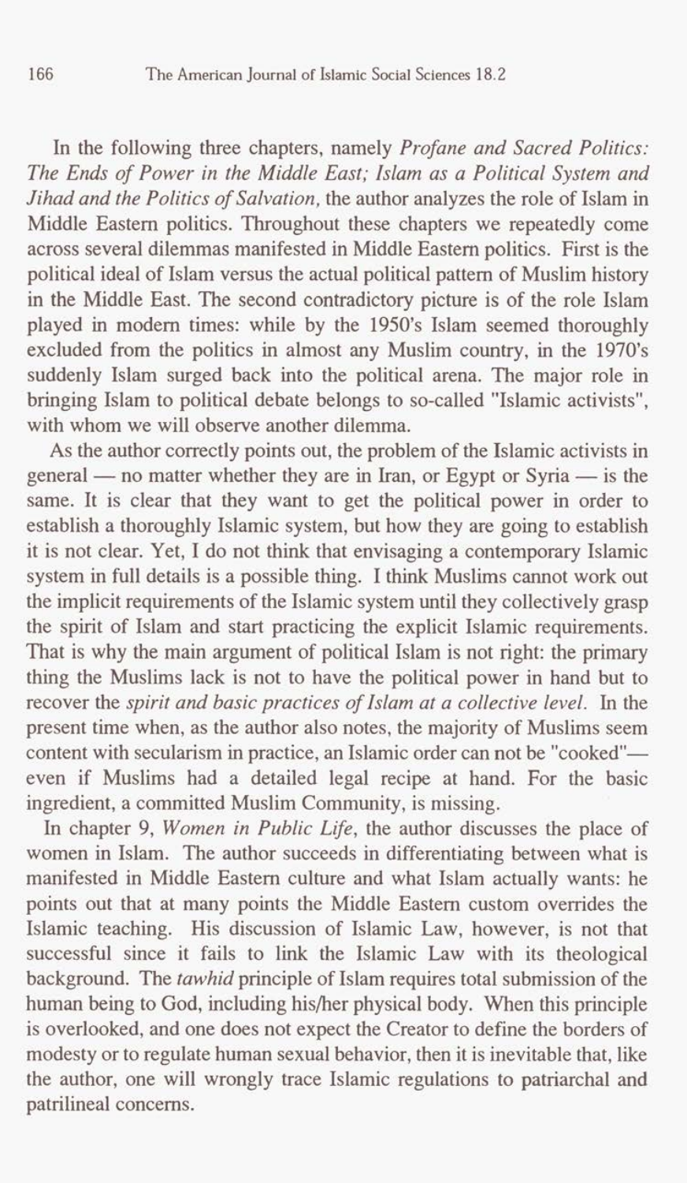In the following three chapters, namely *Profane and Sacred Politics: The Ends of Power in the Middle East; Islam as a Political System and Jihad and the Politics of Salvation,* the author analyzes the role of Islam in Middle Eastern politics. Throughout these chapters we repeatedly come across several dilemmas manifested in Middle Eastern politics. First is the political ideal of Islam versus the actual political pattern of Muslim history in the Middle East. The second contradictory picture is of the role Islam played in modern times: while by the 1950's Islam seemed thoroughly excluded from the politics in almost any Muslim country, in the 1970's suddenly Islam surged back into the political arena. The major role in bringing Islam to political debate belongs to so-called "Islamic activists", with whom we will observe another dilemma.

As the author correctly points out, the problem of the Islamic activists in general — no matter whether they are in Iran, or Egypt or Syria — is the same. It is clear that they want to get the political power in order to establish a thoroughly Islamic system, but how they are going to establish it is not clear. Yet, I do not think that envisaging a contemporary Islamic system in full details is a possible thing. I think Muslims cannot work out the implicit requirements of the Islamic system until they collectively grasp the spirit of Islam and start practicing the explicit Islamic requirements. That is why the main argument of political Islam is not right: the primary thing the Muslims lack is not to have the political power in hand but to recover the *spirit and basic practices of Islam at a collective level.* In the present time when, as the author also notes, the majority of Muslims seem content with secularism in practice, an Islamic order can not be "cooked"— even if Muslims had a detailed legal recipe at hand. For the basic ingredient, a committed Muslim Community, is missing.

In chapter 9, *Women in Public Life*, the author discusses the place of women in Islam. The author succeeds in differentiating between what is manifested in Middle Eastern culture and what Islam actually wants: he points out that at many points the Middle Eastern custom overrides the Islamic teaching. His discussion of Islamic Law, however, is not that successful since it fails to link the Islamic Law with its theological background. The *tawhid* principle of Islam requires total submission of the human being to God, including his/her physical body. When this principle is overlooked, and one does not expect the Creator to define the borders of modesty or to regulate human sexual behavior, then it is inevitable that, like the author, one will wrongly trace Islamic regulations to patriarchal and patrilineal concerns.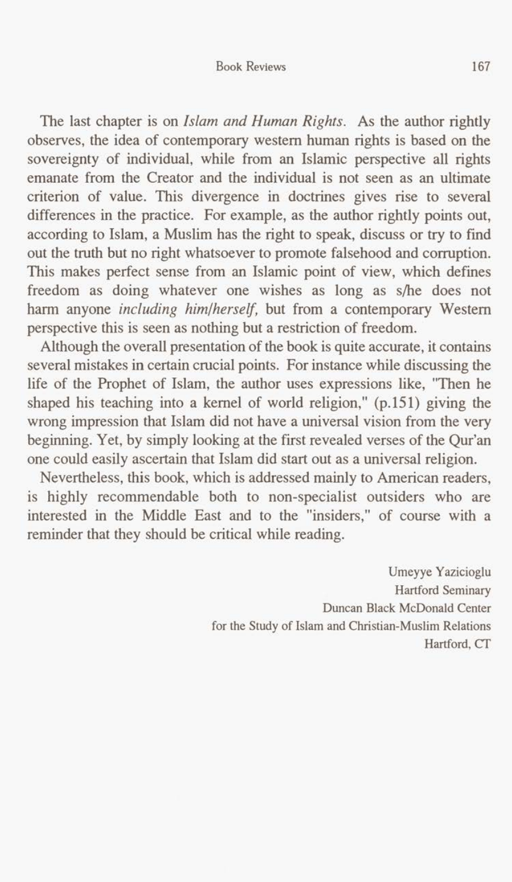The last chapter is on *Islam and Human Rights*. As the author rightly observes, the idea of contemporary western human rights is based on the sovereignty of individual, while from an Islamic perspective all rights emanate from the Creator and the individual is not seen as an ultimate criterion of value. This divergence in doctrines gives rise to several differences in the practice. For example, as the author rightly points out, according to Islam, a Muslim has the right to speak, discuss or try to find out the truth but no right whatsoever to promote falsehood and corruption. This makes perfect sense from an Islamic point of view, which defines freedom as doing whatever one wishes as long as s/he does not harm anyone *including him/herself,* but from a contemporary Western perspective this is seen as nothing but a restriction of freedom.

Although the overall presentation of the book is quite accurate, it contains several mistakes in certain crucial points. For instance while discussing the life of the Prophet of Islam, the author uses expressions like, "Then he shaped his teaching into a kernel of world religion," (p.151) giving the wrong impression that Islam did not have a universal vision from the very beginning. Yet, by simply looking at the first revealed verses of the Qur'an one could easily ascertain that Islam did start out as a universal religion.

Nevertheless, this book, which is addressed mainly to American readers, is highly recommendable both to non-specialist outsiders who are interested in the Middle East and to the "insiders," of course with a reminder that they should be critical while reading.

Umeyye Yazicioglu
Hartford Seminary
Duncan Black McDonald Center
for the Study of Islam and Christian-Muslim Relations
Hartford, CT